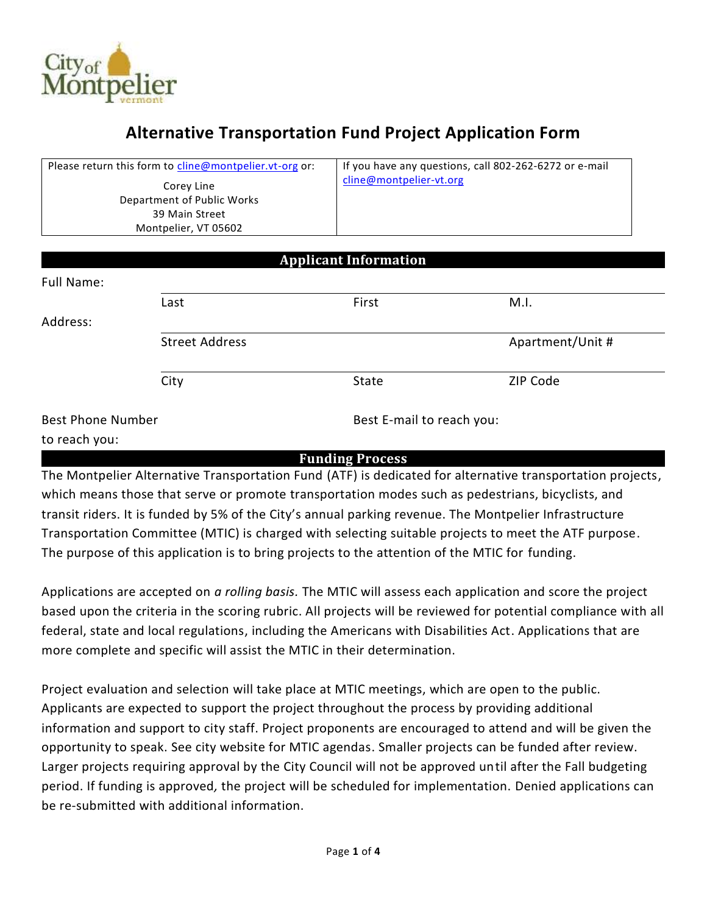City of Montpelier vermont

# Alternative Transportation Fund Project Application Form

| Please return this form to cline@montpelier.vt-org or:<br>Corey Line<br>Department of Public Works<br>39 Main Street<br>Montpelier, VT 05602 | If you have any questions, call 802-262-6272 or e-mail cline@montpelier-vt.org |
|---|---|

## Applicant Information

Full Name:

| Last | First | M.I. |
|---|---|---|

Address:

| Street Address | | Apartment/Unit # |
|---|---|---|
| City | State | ZIP Code |

Best Phone Number to reach you:

Best E-mail to reach you:

## Funding Process

The Montpelier Alternative Transportation Fund (ATF) is dedicated for alternative transportation projects, which means those that serve or promote transportation modes such as pedestrians, bicyclists, and transit riders. It is funded by 5% of the City's annual parking revenue. The Montpelier Infrastructure Transportation Committee (MTIC) is charged with selecting suitable projects to meet the ATF purpose. The purpose of this application is to bring projects to the attention of the MTIC for funding.

Applications are accepted on *a rolling basis.* The MTIC will assess each application and score the project based upon the criteria in the scoring rubric. All projects will be reviewed for potential compliance with all federal, state and local regulations, including the Americans with Disabilities Act. Applications that are more complete and specific will assist the MTIC in their determination.

Project evaluation and selection will take place at MTIC meetings, which are open to the public. Applicants are expected to support the project throughout the process by providing additional information and support to city staff. Project proponents are encouraged to attend and will be given the opportunity to speak. See city website for MTIC agendas. Smaller projects can be funded after review. Larger projects requiring approval by the City Council will not be approved until after the Fall budgeting period. If funding is approved, the project will be scheduled for implementation. Denied applications can be re-submitted with additional information.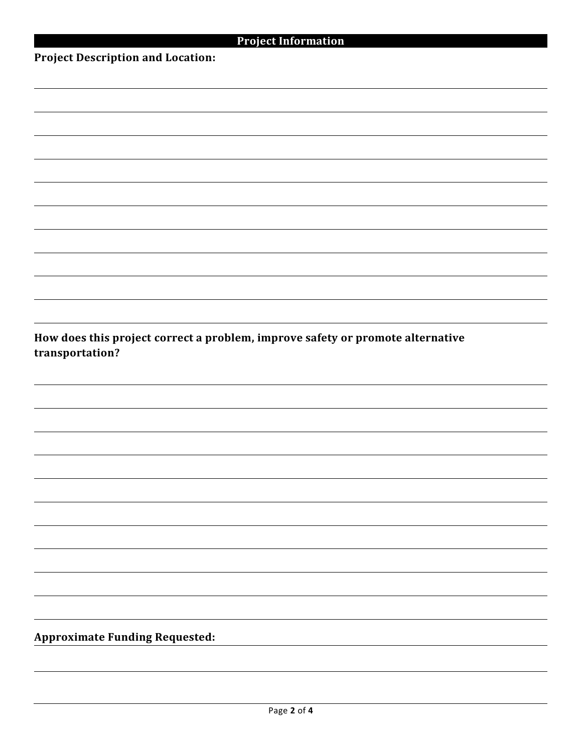## Project Information

**Project Description and Location:**

**How does this project correct a problem, improve safety or promote alternative transportation?**

**Approximate Funding Requested:**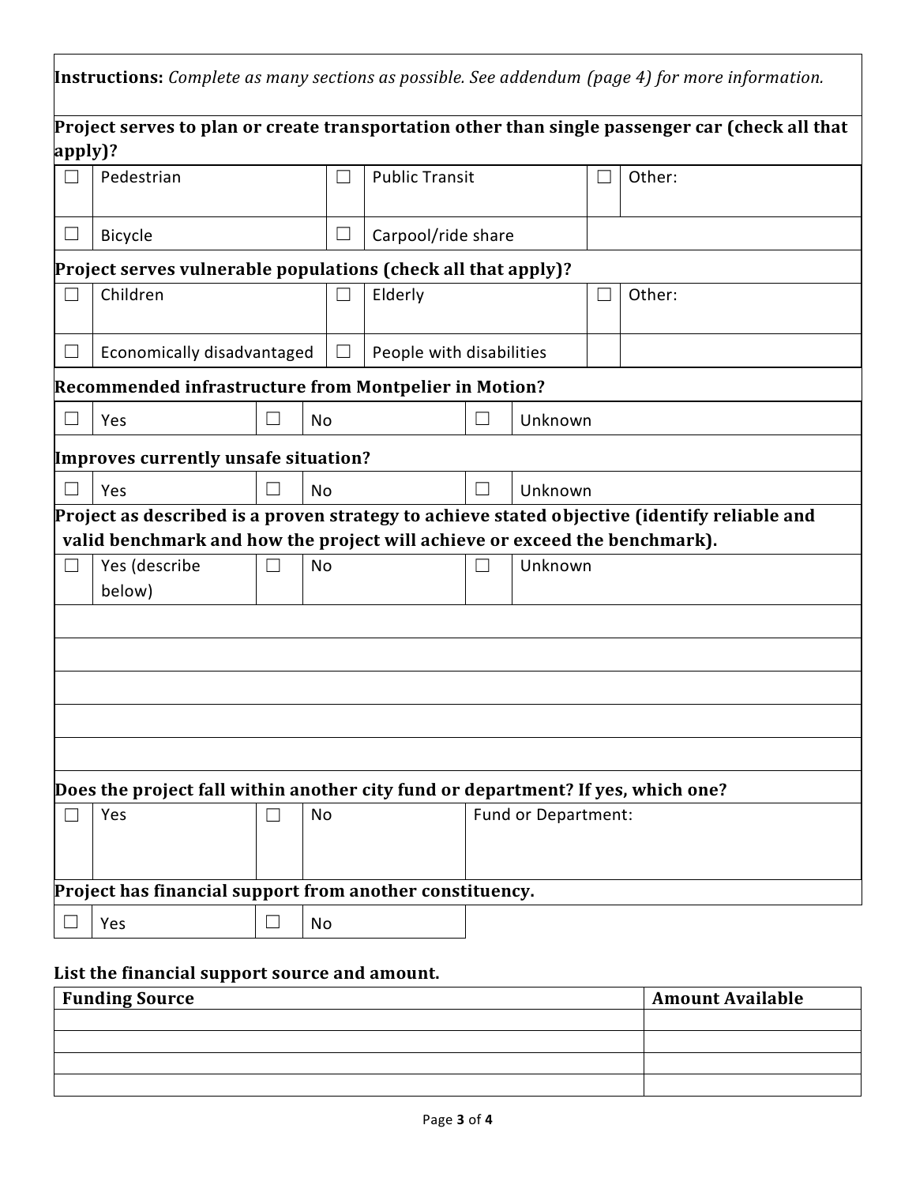**Instructions:** *Complete as many sections as possible. See addendum (page 4) for more information.*

**Project serves to plan or create transportation other than single passenger car (check all that apply)?**

| ☐ | Pedestrian | ☐ | Public Transit | ☐ | Other: |
|---|---|---|---|---|---|
| ☐ | Bicycle | ☐ | Carpool/ride share | | |

**Project serves vulnerable populations (check all that apply)?**

| ☐ | Children | ☐ | Elderly | ☐ | Other: |
|---|---|---|---|---|---|
| ☐ | Economically disadvantaged | ☐ | People with disabilities | | |

**Recommended infrastructure from Montpelier in Motion?**

| ☐ | Yes | ☐ | No | ☐ | Unknown |
|---|---|---|---|---|---|

**Improves currently unsafe situation?**

| ☐ | Yes | ☐ | No | ☐ | Unknown |
|---|---|---|---|---|---|

**Project as described is a proven strategy to achieve stated objective (identify reliable and valid benchmark and how the project will achieve or exceed the benchmark).**

| ☐ | Yes (describe below) | ☐ | No | ☐ | Unknown |
|---|---|---|---|---|---|
| | | | | | |
| | | | | | |
| | | | | | |
| | | | | | |
| | | | | | |

**Does the project fall within another city fund or department? If yes, which one?**

| ☐ | Yes | ☐ | No | Fund or Department: |
|---|---|---|---|---|

**Project has financial support from another constituency.**

| ☐ | Yes | ☐ | No |
|---|---|---|---|

**List the financial support source and amount.**

| Funding Source | Amount Available |
|---|---|
| | |
| | |
| | |
| | |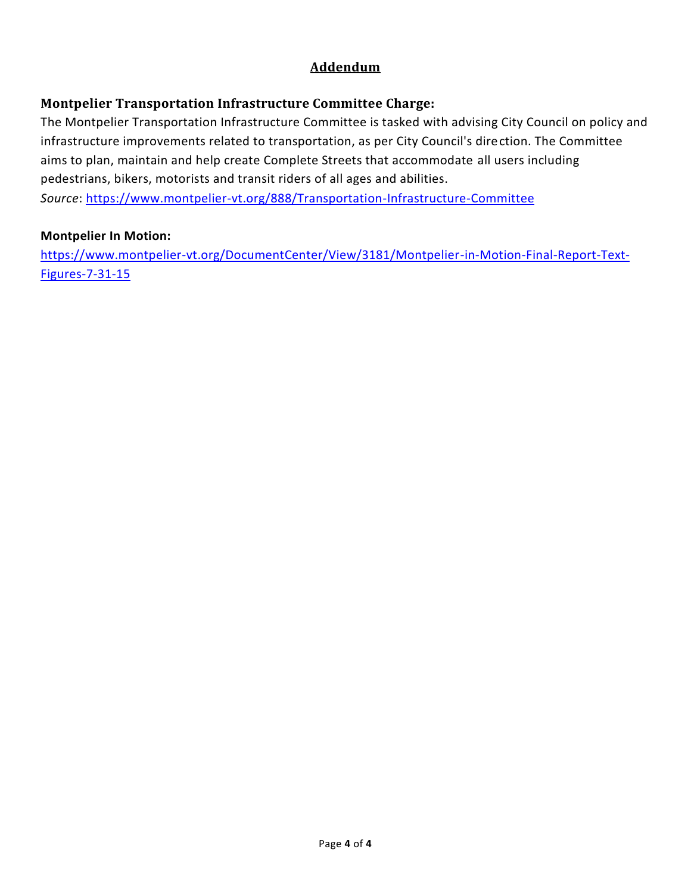## Addendum

### Montpelier Transportation Infrastructure Committee Charge:

The Montpelier Transportation Infrastructure Committee is tasked with advising City Council on policy and infrastructure improvements related to transportation, as per City Council's direction. The Committee aims to plan, maintain and help create Complete Streets that accommodate all users including pedestrians, bikers, motorists and transit riders of all ages and abilities.

*Source*: https://www.montpelier-vt.org/888/Transportation-Infrastructure-Committee

**Montpelier In Motion:**

https://www.montpelier-vt.org/DocumentCenter/View/3181/Montpelier-in-Motion-Final-Report-Text-Figures-7-31-15